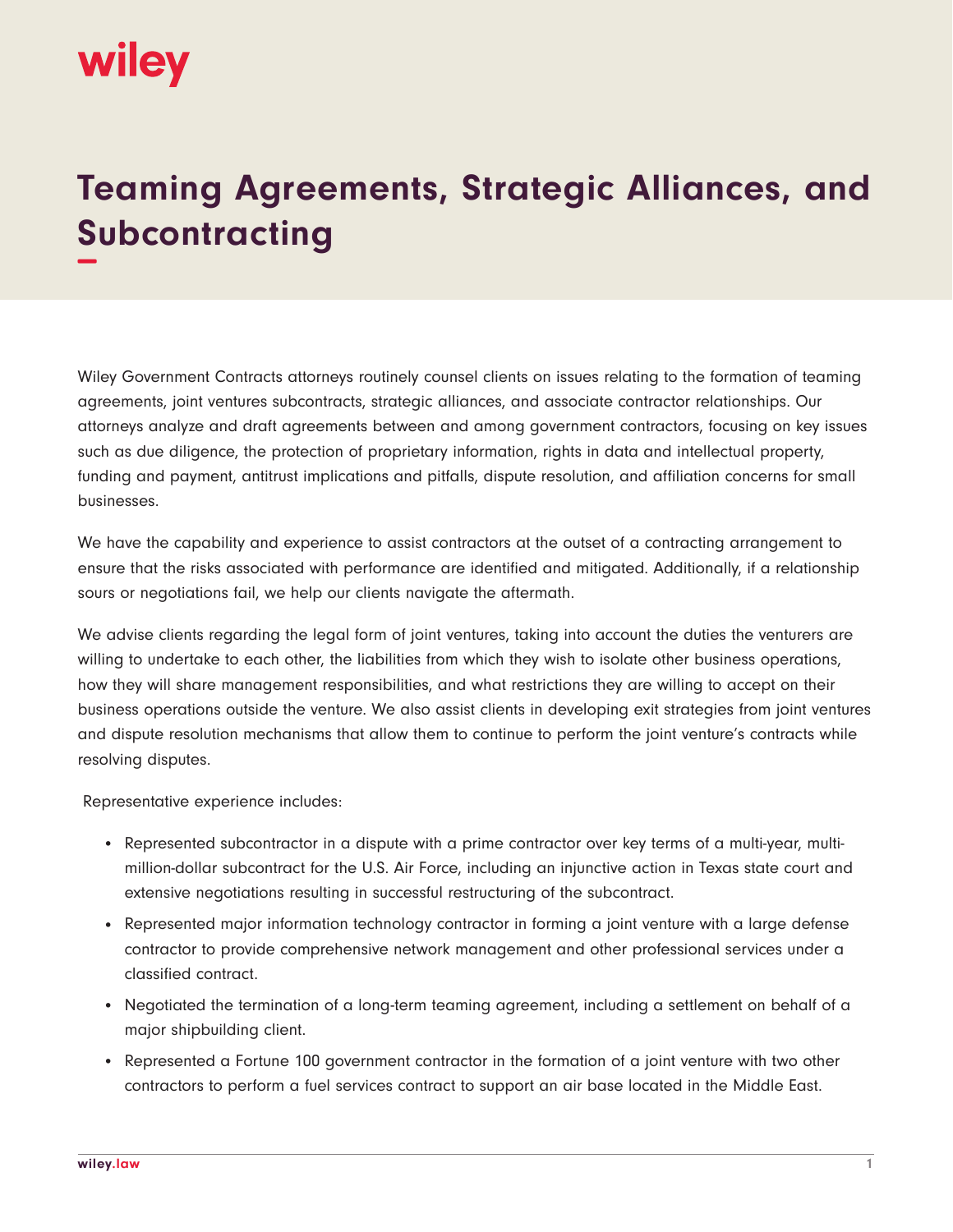# Teaming Agreements, Strategic Alliances, and Subcontracting

Wiley Government Contracts attorneys routinely counsel clients on issues relating to the formation of teaming agreements, joint ventures subcontracts, strategic alliances, and associate contractor relationships. Our attorneys analyze and draft agreements between and among government contractors, focusing on key issues such as due diligence, the protection of proprietary information, rights in data and intellectual property, funding and payment, antitrust implications and pitfalls, dispute resolution, and affiliation concerns for small businesses.

We have the capability and experience to assist contractors at the outset of a contracting arrangement to ensure that the risks associated with performance are identified and mitigated. Additionally, if a relationship sours or negotiations fail, we help our clients navigate the aftermath.

We advise clients regarding the legal form of joint ventures, taking into account the duties the venturers are willing to undertake to each other, the liabilities from which they wish to isolate other business operations, how they will share management responsibilities, and what restrictions they are willing to accept on their business operations outside the venture. We also assist clients in developing exit strategies from joint ventures and dispute resolution mechanisms that allow them to continue to perform the joint venture's contracts while resolving disputes.

Representative experience includes:

- Represented subcontractor in a dispute with a prime contractor over key terms of a multi-year, multi-million-dollar subcontract for the U.S. Air Force, including an injunctive action in Texas state court and extensive negotiations resulting in successful restructuring of the subcontract.
- Represented major information technology contractor in forming a joint venture with a large defense contractor to provide comprehensive network management and other professional services under a classified contract.
- Negotiated the termination of a long-term teaming agreement, including a settlement on behalf of a major shipbuilding client.
- Represented a Fortune 100 government contractor in the formation of a joint venture with two other contractors to perform a fuel services contract to support an air base located in the Middle East.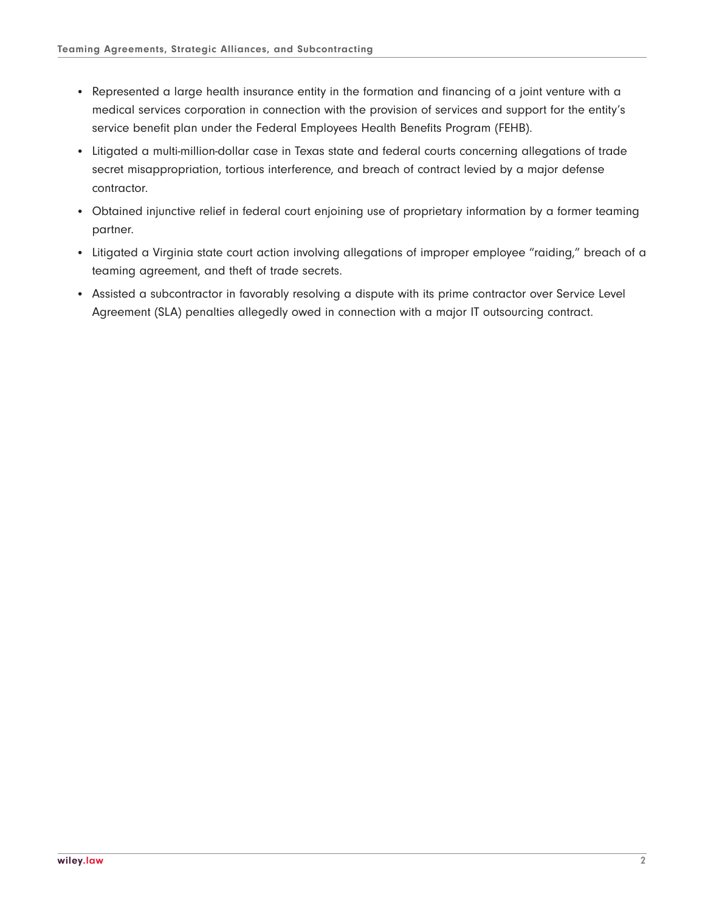- Represented a large health insurance entity in the formation and financing of a joint venture with a medical services corporation in connection with the provision of services and support for the entity's service benefit plan under the Federal Employees Health Benefits Program (FEHB).
- Litigated a multi-million-dollar case in Texas state and federal courts concerning allegations of trade secret misappropriation, tortious interference, and breach of contract levied by a major defense contractor.
- Obtained injunctive relief in federal court enjoining use of proprietary information by a former teaming partner.
- Litigated a Virginia state court action involving allegations of improper employee "raiding," breach of a teaming agreement, and theft of trade secrets.
- Assisted a subcontractor in favorably resolving a dispute with its prime contractor over Service Level Agreement (SLA) penalties allegedly owed in connection with a major IT outsourcing contract.